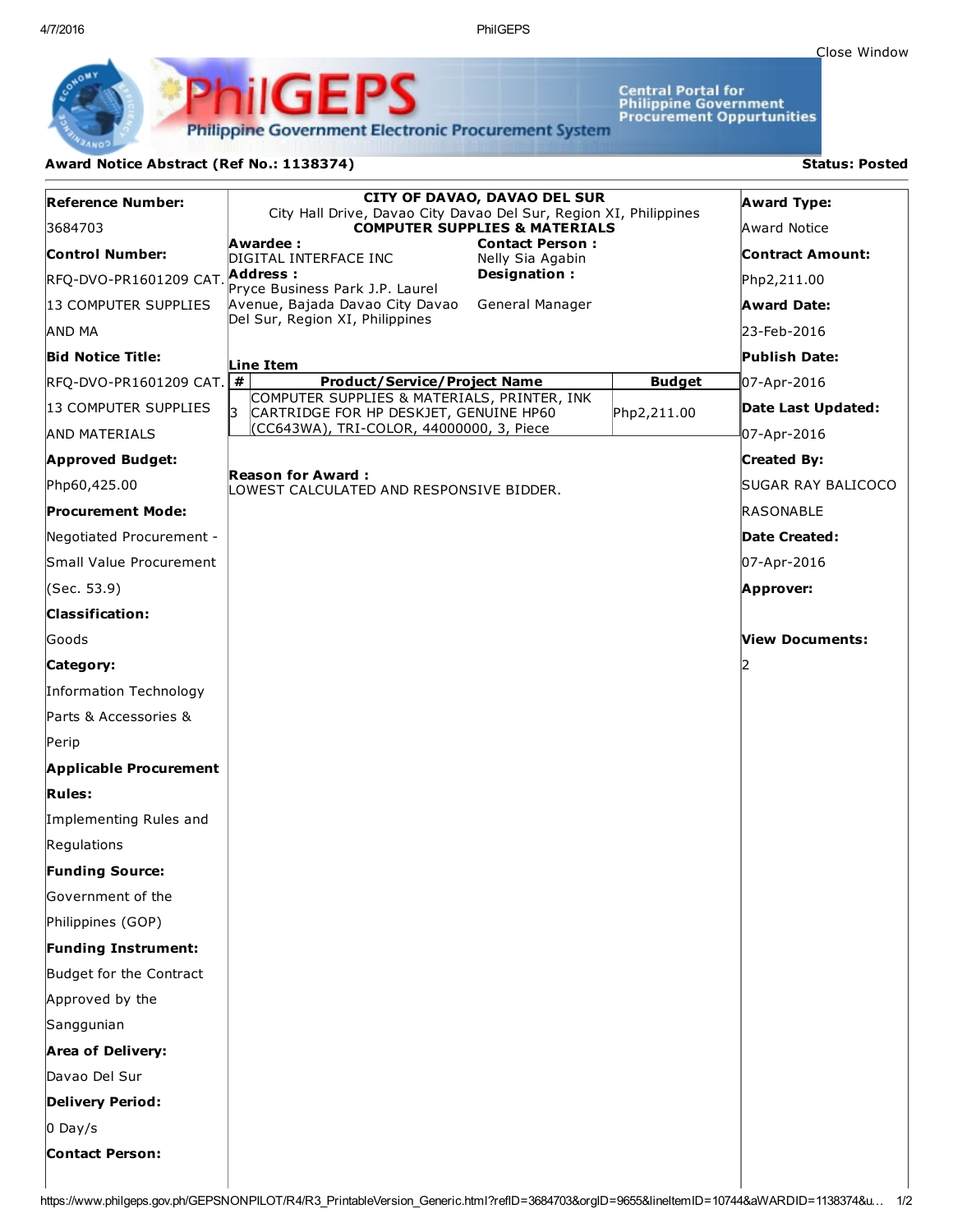Close Window

PhilGEPS
Philippine Government Electronic Procurement System
Central Portal for Philippine Government Procurement Oppurtunities

## Award Notice Abstract (Ref No.: 1138374)

**Status: Posted**

**Reference Number:**
3684703

**Control Number:**
RFQ-DVO-PR1601209 CAT. 13 COMPUTER SUPPLIES AND MA

**Bid Notice Title:**
RFQ-DVO-PR1601209 CAT. 13 COMPUTER SUPPLIES AND MATERIALS

**Approved Budget:**
Php60,425.00

**Procurement Mode:**
Negotiated Procurement - Small Value Procurement (Sec. 53.9)

**Classification:**
Goods

**Category:**
Information Technology Parts & Accessories & Perip

**Applicable Procurement Rules:**
Implementing Rules and Regulations

**Funding Source:**
Government of the Philippines (GOP)

**Funding Instrument:**
Budget for the Contract Approved by the Sanggunian

**Area of Delivery:**
Davao Del Sur

**Delivery Period:**
0 Day/s

**Contact Person:**

**CITY OF DAVAO, DAVAO DEL SUR**
City Hall Drive, Davao City Davao Del Sur, Region XI, Philippines
**COMPUTER SUPPLIES & MATERIALS**

**Awardee :**
DIGITAL INTERFACE INC

**Address :**
Pryce Business Park J.P. Laurel Avenue, Bajada Davao City Davao Del Sur, Region XI, Philippines

**Contact Person :**
Nelly Sia Agabin

**Designation :**
General Manager

**Line Item**

| # | Product/Service/Project Name | Budget |
|---|---|---|
| 3 | COMPUTER SUPPLIES & MATERIALS, PRINTER, INK CARTRIDGE FOR HP DESKJET, GENUINE HP60 (CC643WA), TRI-COLOR, 44000000, 3, Piece | Php2,211.00 |

**Reason for Award :**
LOWEST CALCULATED AND RESPONSIVE BIDDER.

**Award Type:**
Award Notice

**Contract Amount:**
Php2,211.00

**Award Date:**
23-Feb-2016

**Publish Date:**
07-Apr-2016

**Date Last Updated:**
07-Apr-2016

**Created By:**
SUGAR RAY BALICOCO RASONABLE

**Date Created:**
07-Apr-2016

**Approver:**

**View Documents:**
2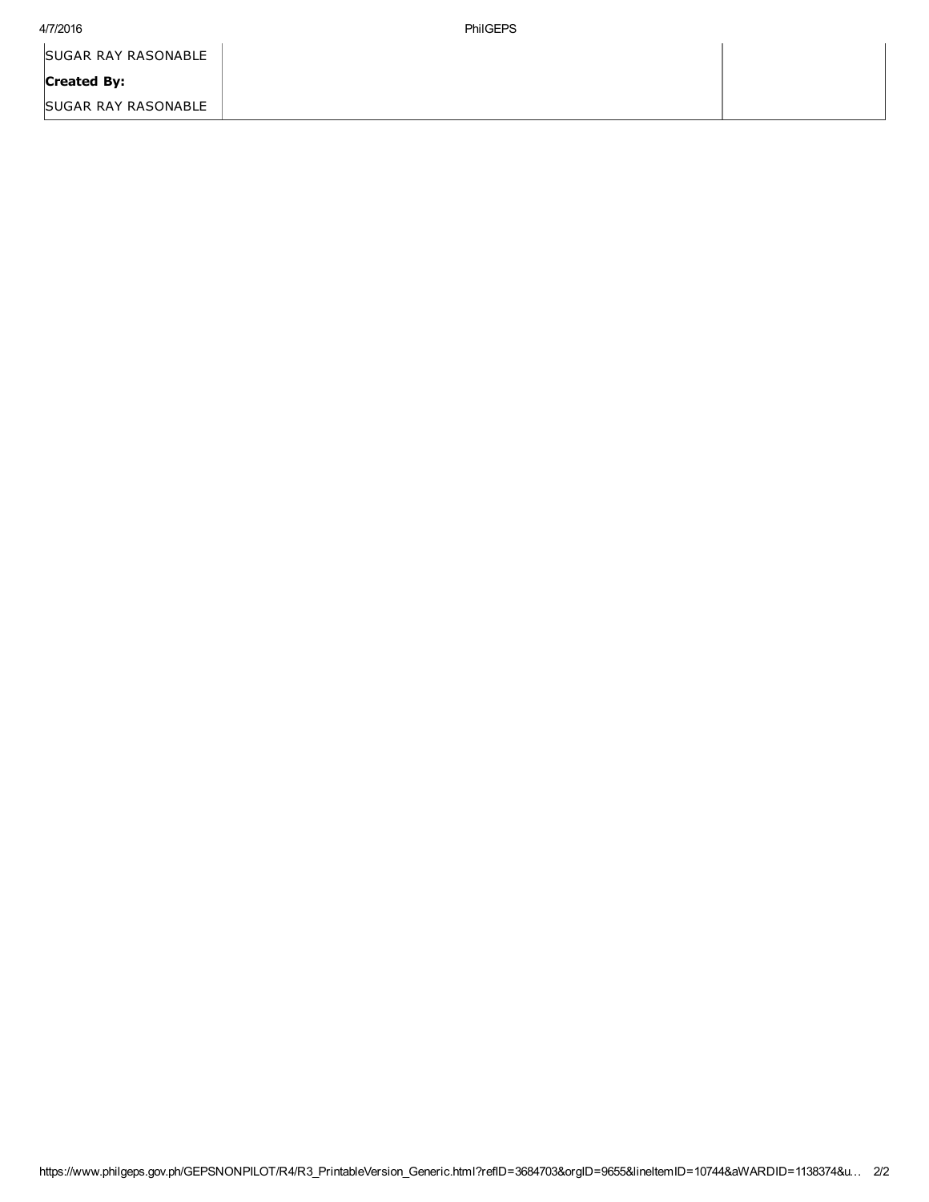| | | |
|---|---|---|
| SUGAR RAY RASONABLE | | |
| **Created By:** | | |
| SUGAR RAY RASONABLE | | |